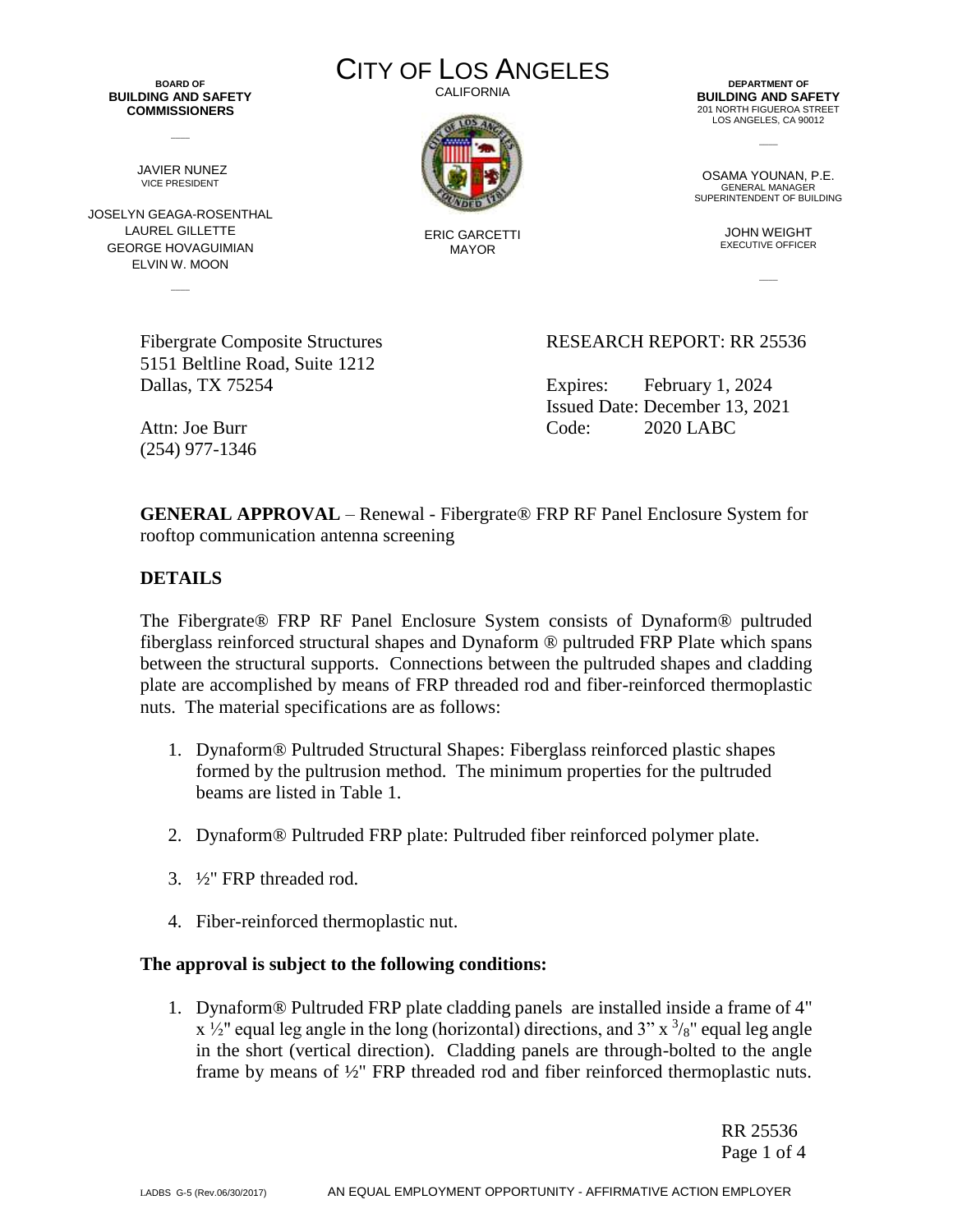BOARD OF
**BUILDING AND SAFETY COMMISSIONERS**

JAVIER NUNEZ
VICE PRESIDENT

JOSELYN GEAGA-ROSENTHAL
LAUREL GILLETTE
GEORGE HOVAGUIMIAN
ELVIN W. MOON

# CITY OF LOS ANGELES

CALIFORNIA

ERIC GARCETTI
MAYOR

DEPARTMENT OF
**BUILDING AND SAFETY**
201 NORTH FIGUEROA STREET
LOS ANGELES, CA 90012

OSAMA YOUNAN, P.E.
GENERAL MANAGER
SUPERINTENDENT OF BUILDING

JOHN WEIGHT
EXECUTIVE OFFICER

Fibergrate Composite Structures
5151 Beltline Road, Suite 1212
Dallas, TX 75254

Attn: Joe Burr
(254) 977-1346

RESEARCH REPORT: RR 25536

Expires: February 1, 2024
Issued Date: December 13, 2021
Code: 2020 LABC

**GENERAL APPROVAL** – Renewal - Fibergrate® FRP RF Panel Enclosure System for rooftop communication antenna screening

## DETAILS

The Fibergrate® FRP RF Panel Enclosure System consists of Dynaform® pultruded fiberglass reinforced structural shapes and Dynaform ® pultruded FRP Plate which spans between the structural supports. Connections between the pultruded shapes and cladding plate are accomplished by means of FRP threaded rod and fiber-reinforced thermoplastic nuts. The material specifications are as follows:

1. Dynaform® Pultruded Structural Shapes: Fiberglass reinforced plastic shapes formed by the pultrusion method. The minimum properties for the pultruded beams are listed in Table 1.
2. Dynaform® Pultruded FRP plate: Pultruded fiber reinforced polymer plate.
3. ½" FRP threaded rod.
4. Fiber-reinforced thermoplastic nut.

**The approval is subject to the following conditions:**

1. Dynaform® Pultruded FRP plate cladding panels are installed inside a frame of 4" x ½" equal leg angle in the long (horizontal) directions, and 3" x $^{3}/_{8}$" equal leg angle in the short (vertical direction). Cladding panels are through-bolted to the angle frame by means of ½" FRP threaded rod and fiber reinforced thermoplastic nuts.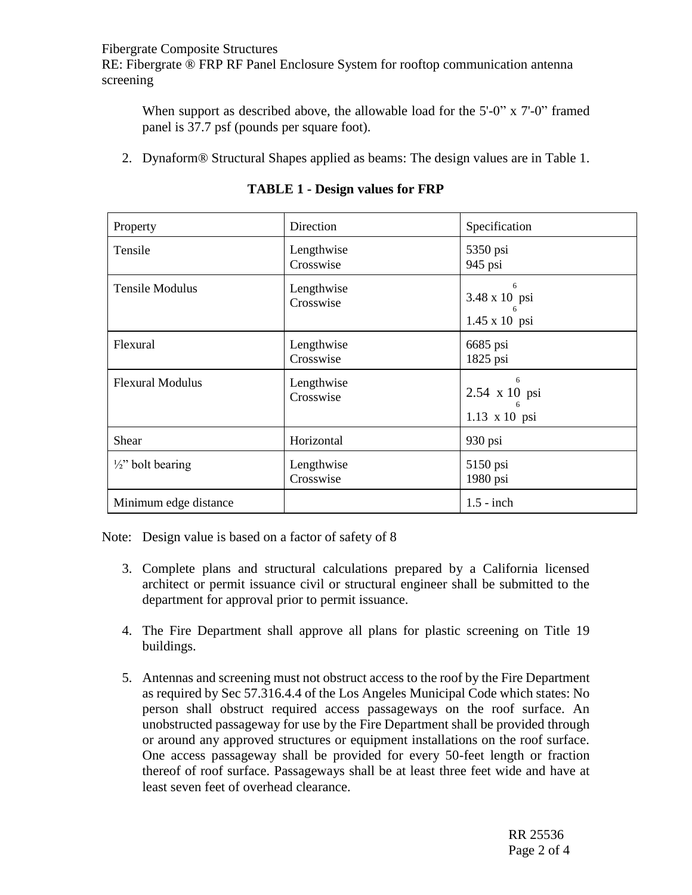When support as described above, the allowable load for the 5'-0" x 7'-0" framed panel is 37.7 psf (pounds per square foot).

2. Dynaform® Structural Shapes applied as beams: The design values are in Table 1.

**TABLE 1 - Design values for FRP**

| Property | Direction | Specification |
|---|---|---|
| Tensile | Lengthwise<br>Crosswise | 5350 psi<br>945 psi |
| Tensile Modulus | Lengthwise<br>Crosswise | $3.48 \times 10^6$ psi<br>$1.45 \times 10^6$ psi |
| Flexural | Lengthwise<br>Crosswise | 6685 psi<br>1825 psi |
| Flexural Modulus | Lengthwise<br>Crosswise | $2.54 \times 10^6$ psi<br>$1.13 \times 10^6$ psi |
| Shear | Horizontal | 930 psi |
| ½" bolt bearing | Lengthwise<br>Crosswise | 5150 psi<br>1980 psi |
| Minimum edge distance | | 1.5 - inch |

Note: Design value is based on a factor of safety of 8

3. Complete plans and structural calculations prepared by a California licensed architect or permit issuance civil or structural engineer shall be submitted to the department for approval prior to permit issuance.

4. The Fire Department shall approve all plans for plastic screening on Title 19 buildings.

5. Antennas and screening must not obstruct access to the roof by the Fire Department as required by Sec 57.316.4.4 of the Los Angeles Municipal Code which states: No person shall obstruct required access passageways on the roof surface. An unobstructed passageway for use by the Fire Department shall be provided through or around any approved structures or equipment installations on the roof surface. One access passageway shall be provided for every 50-feet length or fraction thereof of roof surface. Passageways shall be at least three feet wide and have at least seven feet of overhead clearance.

RR 25536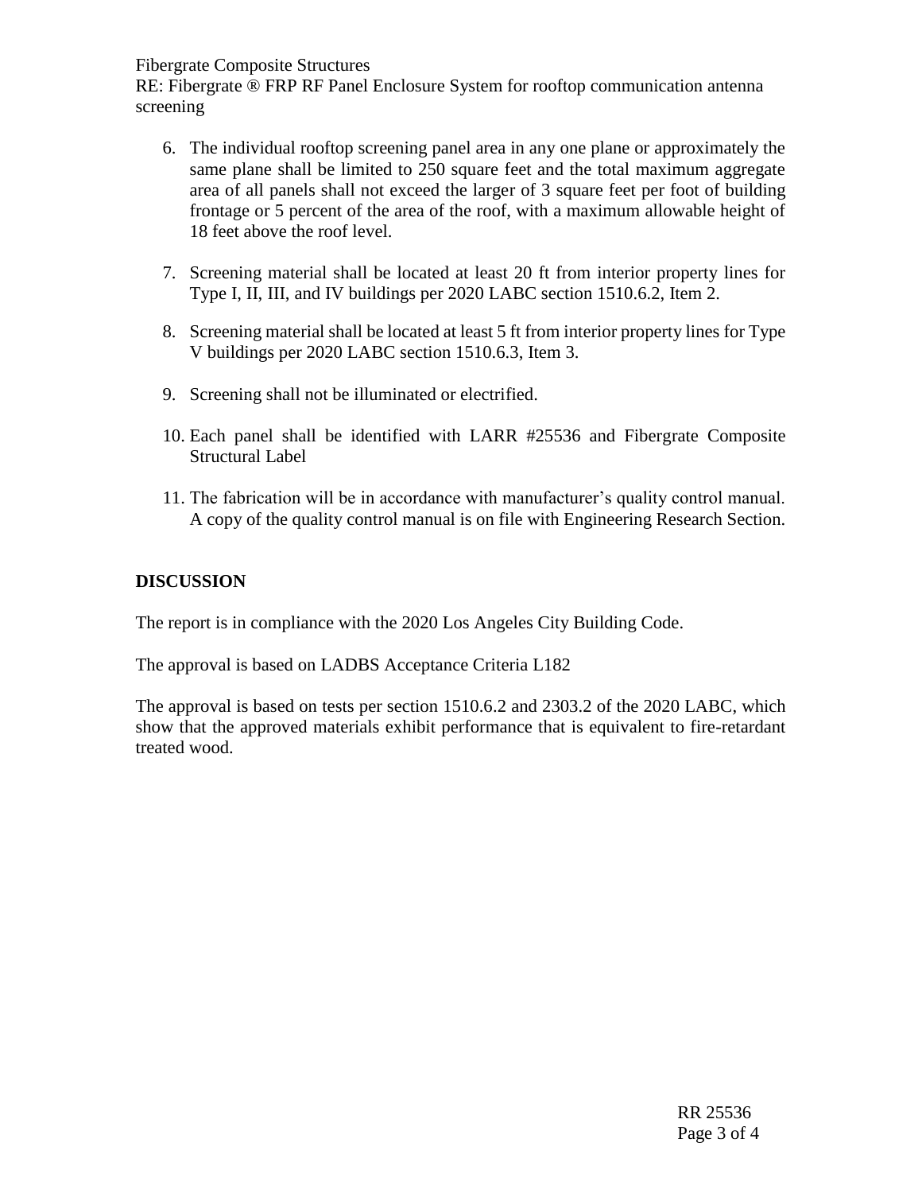6. The individual rooftop screening panel area in any one plane or approximately the same plane shall be limited to 250 square feet and the total maximum aggregate area of all panels shall not exceed the larger of 3 square feet per foot of building frontage or 5 percent of the area of the roof, with a maximum allowable height of 18 feet above the roof level.

7. Screening material shall be located at least 20 ft from interior property lines for Type I, II, III, and IV buildings per 2020 LABC section 1510.6.2, Item 2.

8. Screening material shall be located at least 5 ft from interior property lines for Type V buildings per 2020 LABC section 1510.6.3, Item 3.

9. Screening shall not be illuminated or electrified.

10. Each panel shall be identified with LARR #25536 and Fibergrate Composite Structural Label

11. The fabrication will be in accordance with manufacturer's quality control manual. A copy of the quality control manual is on file with Engineering Research Section.

## DISCUSSION

The report is in compliance with the 2020 Los Angeles City Building Code.

The approval is based on LADBS Acceptance Criteria L182

The approval is based on tests per section 1510.6.2 and 2303.2 of the 2020 LABC, which show that the approved materials exhibit performance that is equivalent to fire-retardant treated wood.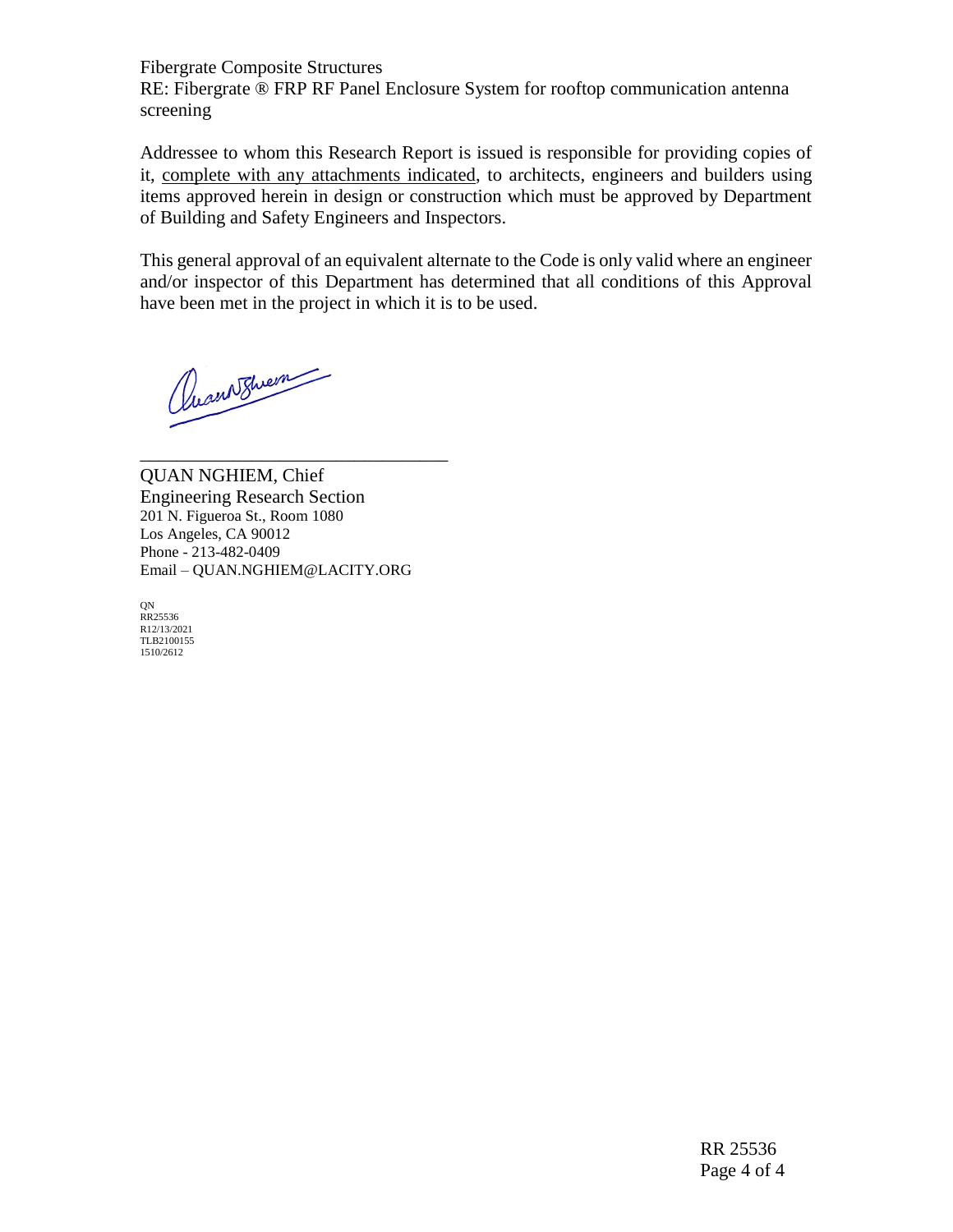Fibergrate Composite Structures
RE: Fibergrate ® FRP RF Panel Enclosure System for rooftop communication antenna screening

Addressee to whom this Research Report is issued is responsible for providing copies of it, complete with any attachments indicated, to architects, engineers and builders using items approved herein in design or construction which must be approved by Department of Building and Safety Engineers and Inspectors.

This general approval of an equivalent alternate to the Code is only valid where an engineer and/or inspector of this Department has determined that all conditions of this Approval have been met in the project in which it is to be used.

QUAN NGHIEM, Chief
Engineering Research Section
201 N. Figueroa St., Room 1080
Los Angeles, CA 90012
Phone - 213-482-0409
Email – QUAN.NGHIEM@LACITY.ORG

QN
RR25536
R12/13/2021
TLB2100155
1510/2612